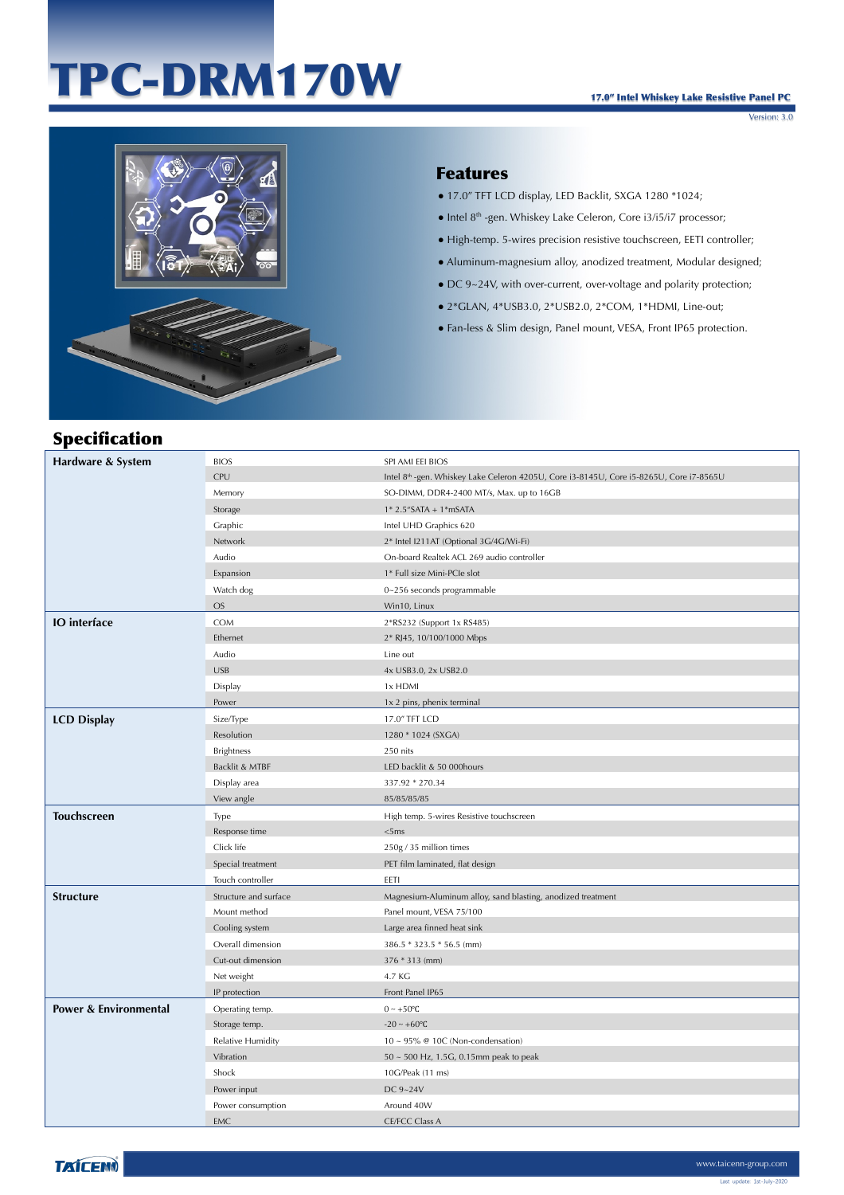# TPC-DRM170W

**17.0" Intel Whiskey Lake Resistive Panel PC**

Version: 3.0

## Features

- 17.0" TFT LCD display, LED Backlit, SXGA 1280 *1024;
- Intel 8th -gen. Whiskey Lake Celeron, Core i3/i5/i7 processor;
- High-temp. 5-wires precision resistive touchscreen, EETI controller;
- Aluminum-magnesium alloy, anodized treatment, Modular designed;
- DC 9~24V, with over-current, over-voltage and polarity protection;
- 2*GLAN, 4*USB3.0, 2*USB2.0, 2*COM, 1*HDMI, Line-out;
- Fan-less & Slim design, Panel mount, VESA, Front IP65 protection.

## Specification

| | | |
|---|---|---|
| **Hardware & System** | BIOS | SPI AMI EEI BIOS |
| | CPU | Intel 8th -gen. Whiskey Lake Celeron 4205U, Core i3-8145U, Core i5-8265U, Core i7-8565U |
| | Memory | SO-DIMM, DDR4-2400 MT/s, Max. up to 16GB |
| | Storage | 1* 2.5"SATA + 1*mSATA |
| | Graphic | Intel UHD Graphics 620 |
| | Network | 2* Intel I211AT (Optional 3G/4G/Wi-Fi) |
| | Audio | On-board Realtek ACL 269 audio controller |
| | Expansion | 1* Full size Mini-PCIe slot |
| | Watch dog | 0~256 seconds programmable |
| | OS | Win10, Linux |
| **IO interface** | COM | 2*RS232 (Support 1x RS485) |
| | Ethernet | 2* RJ45, 10/100/1000 Mbps |
| | Audio | Line out |
| | USB | 4x USB3.0, 2x USB2.0 |
| | Display | 1x HDMI |
| | Power | 1x 2 pins, phenix terminal |
| **LCD Display** | Size/Type | 17.0" TFT LCD |
| | Resolution | 1280 * 1024 (SXGA) |
| | Brightness | 250 nits |
| | Backlit & MTBF | LED backlit & 50 000hours |
| | Display area | 337.92 * 270.34 |
| | View angle | 85/85/85/85 |
| **Touchscreen** | Type | High temp. 5-wires Resistive touchscreen |
| | Response time | <5ms |
| | Click life | 250g / 35 million times |
| | Special treatment | PET film laminated, flat design |
| | Touch controller | EETI |
| **Structure** | Structure and surface | Magnesium-Aluminum alloy, sand blasting, anodized treatment |
| | Mount method | Panel mount, VESA 75/100 |
| | Cooling system | Large area finned heat sink |
| | Overall dimension | 386.5 * 323.5 * 56.5 (mm) |
| | Cut-out dimension | 376 * 313 (mm) |
| | Net weight | 4.7 KG |
| | IP protection | Front Panel IP65 |
| **Power & Environmental** | Operating temp. | 0 ~ +50℃ |
| | Storage temp. | -20 ~ +60℃ |
| | Relative Humidity | 10 ~ 95% @ 10C (Non-condensation) |
| | Vibration | 50 ~ 500 Hz, 1.5G, 0.15mm peak to peak |
| | Shock | 10G/Peak (11 ms) |
| | Power input | DC 9~24V |
| | Power consumption | Around 40W |
| | EMC | CE/FCC Class A |

TAICENN

www.taicenn-group.com

Last update: 1st-July-2020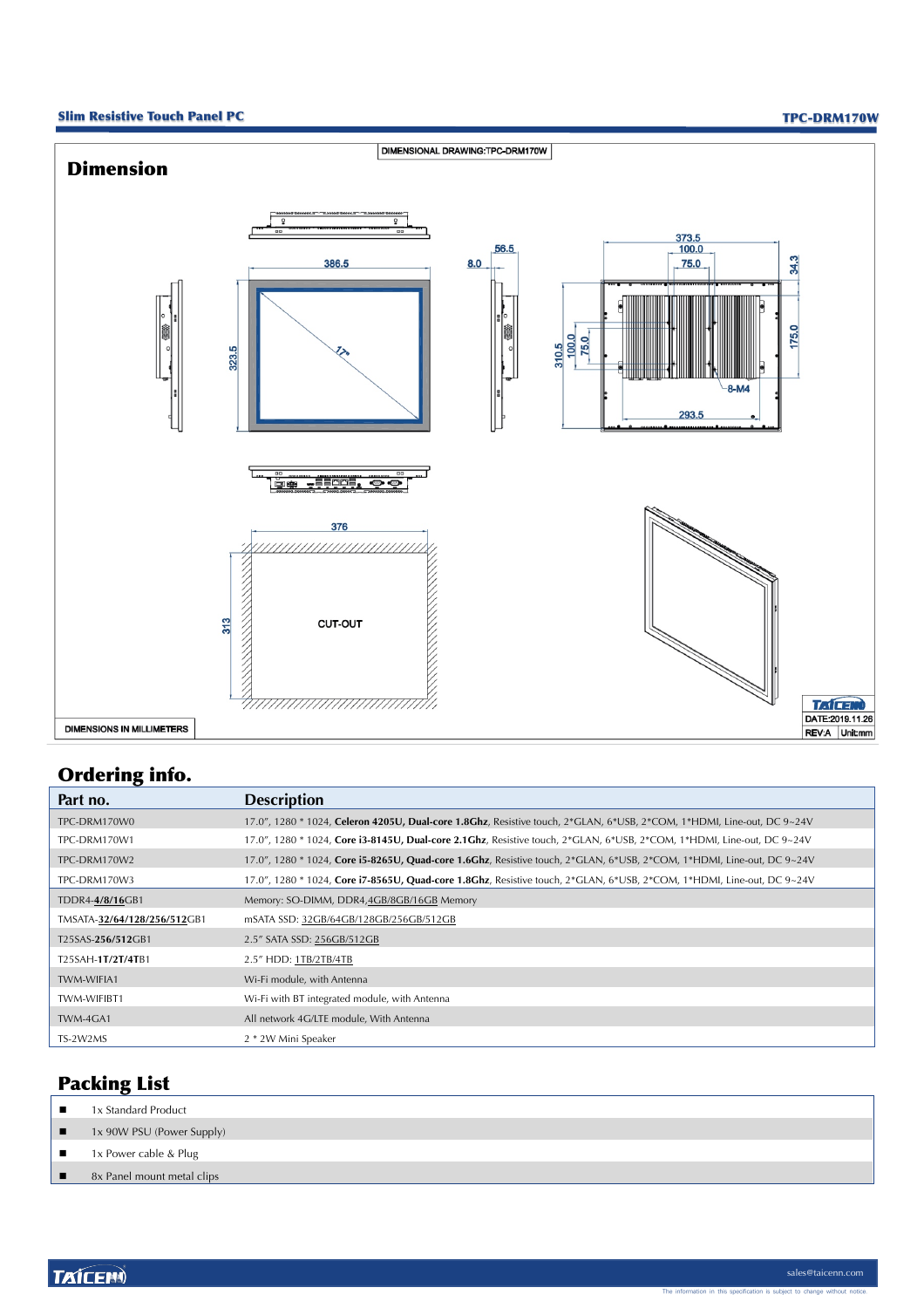## Dimension

DIMENSIONAL DRAWING:TPC-DRM170W

386.5
323.5
17"
8.0
56.5
373.5
100.0
75.0
34.3
310.5
100.0
75.0
175.0
8-M4
293.5
376
313
CUT-OUT

DIMENSIONS IN MILLIMETERS

DATE:2019.11.26
REV:A Unit:mm

## Ordering info.

| Part no. | Description |
|---|---|
| TPC-DRM170W0 | 17.0", 1280 * 1024, **Celeron 4205U, Dual-core 1.8Ghz**, Resistive touch, 2*GLAN, 6*USB, 2*COM, 1*HDMI, Line-out, DC 9~24V |
| TPC-DRM170W1 | 17.0", 1280 * 1024, **Core i3-8145U, Dual-core 2.1Ghz**, Resistive touch, 2*GLAN, 6*USB, 2*COM, 1*HDMI, Line-out, DC 9~24V |
| TPC-DRM170W2 | 17.0", 1280 * 1024, **Core i5-8265U, Quad-core 1.6Ghz**, Resistive touch, 2*GLAN, 6*USB, 2*COM, 1*HDMI, Line-out, DC 9~24V |
| TPC-DRM170W3 | 17.0", 1280 * 1024, **Core i7-8565U, Quad-core 1.8Ghz**, Resistive touch, 2*GLAN, 6*USB, 2*COM, 1*HDMI, Line-out, DC 9~24V |
| TDDR4-**4/8/16**GB1 | Memory: SO-DIMM, DDR4,4GB/8GB/16GB Memory |
| TMSATA-**32/64/128/256/512**GB1 | mSATA SSD: 32GB/64GB/128GB/256GB/512GB |
| T25SAS-**256/512**GB1 | 2.5" SATA SSD: 256GB/512GB |
| T25SAH-**1T/2T/4T**B1 | 2.5" HDD: 1TB/2TB/4TB |
| TWM-WIFIA1 | Wi-Fi module, with Antenna |
| TWM-WIFIBT1 | Wi-Fi with BT integrated module, with Antenna |
| TWM-4GA1 | All network 4G/LTE module, With Antenna |
| TS-2W2MS | 2 * 2W Mini Speaker |

## Packing List

- 1x Standard Product
- 1x 90W PSU (Power Supply)
- 1x Power cable & Plug
- 8x Panel mount metal clips